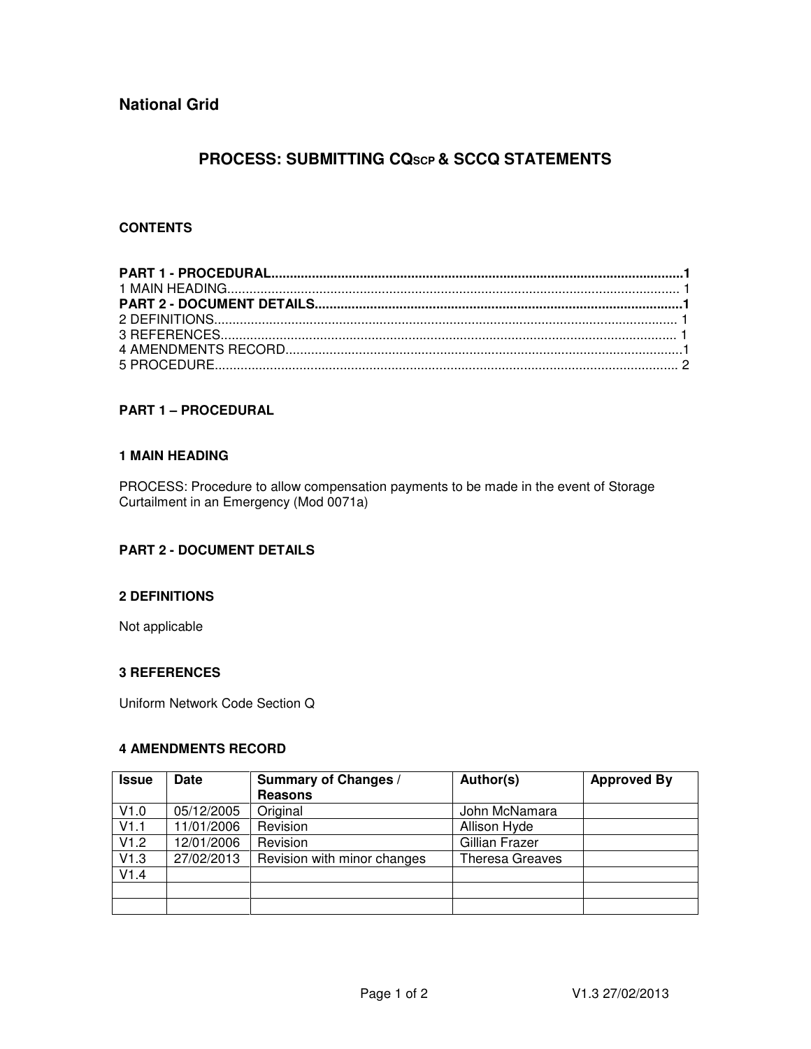**National Grid**

# PROCESS: SUBMITTING $CQ_{SCP}$ & SCCQ STATEMENTS

**CONTENTS**

**PART 1 - PROCEDURAL....1**
1 MAIN HEADING.... 1
**PART 2 - DOCUMENT DETAILS....1**
2 DEFINITIONS.... 1
3 REFERENCES.... 1
4 AMENDMENTS RECORD....1
5 PROCEDURE.... 2

## PART 1 – PROCEDURAL

### 1 MAIN HEADING

PROCESS: Procedure to allow compensation payments to be made in the event of Storage Curtailment in an Emergency (Mod 0071a)

## PART 2 - DOCUMENT DETAILS

### 2 DEFINITIONS

Not applicable

### 3 REFERENCES

Uniform Network Code Section Q

### 4 AMENDMENTS RECORD

| Issue | Date | Summary of Changes / Reasons | Author(s) | Approved By |
|---|---|---|---|---|
| V1.0 | 05/12/2005 | Original | John McNamara | |
| V1.1 | 11/01/2006 | Revision | Allison Hyde | |
| V1.2 | 12/01/2006 | Revision | Gillian Frazer | |
| V1.3 | 27/02/2013 | Revision with minor changes | Theresa Greaves | |
| V1.4 | | | | |
| | | | | |
| | | | | |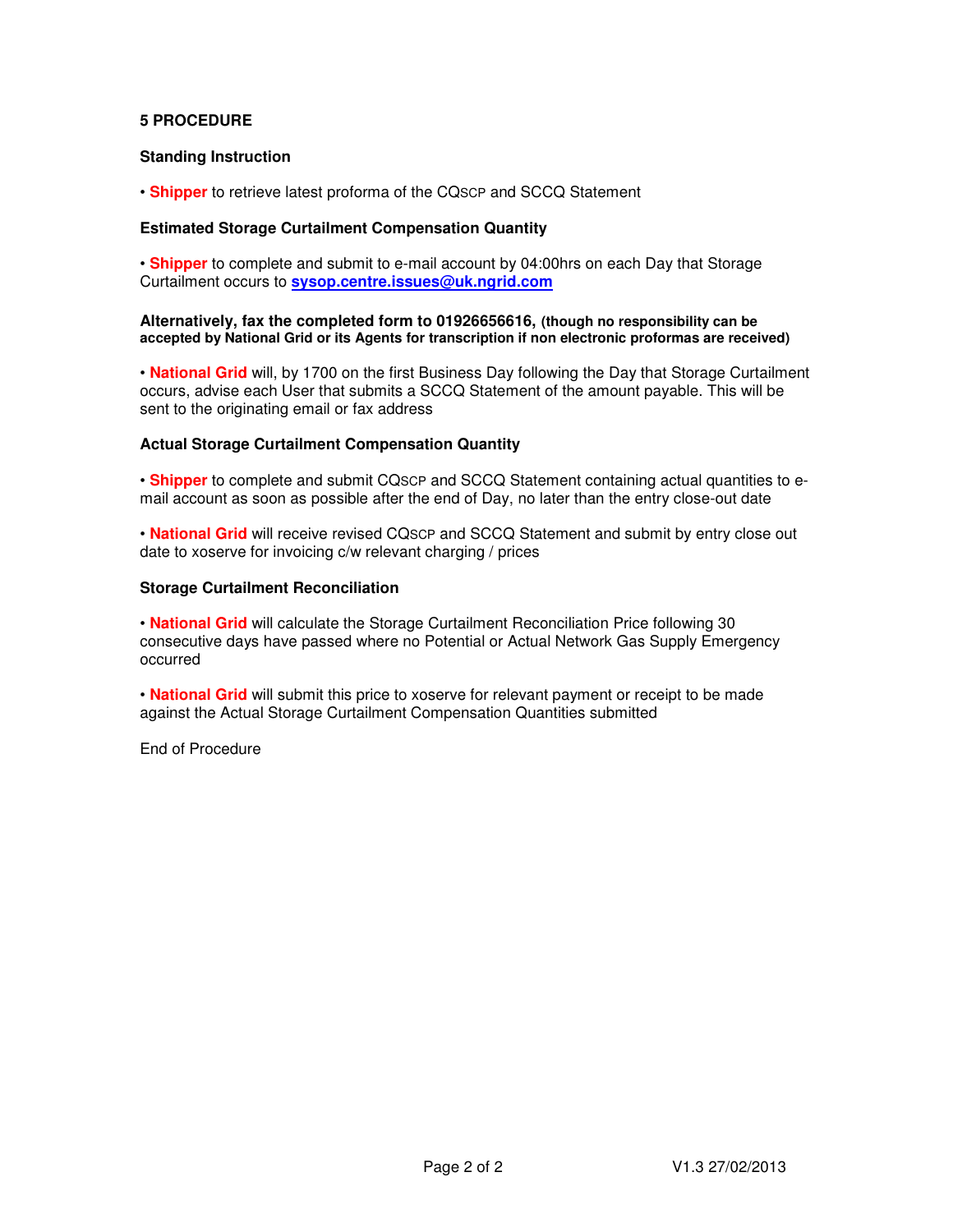## 5 PROCEDURE

### Standing Instruction

- **Shipper** to retrieve latest proforma of the CQSCP and SCCQ Statement

### Estimated Storage Curtailment Compensation Quantity

- **Shipper** to complete and submit to e-mail account by 04:00hrs on each Day that Storage Curtailment occurs to **sysop.centre.issues@uk.ngrid.com**

**Alternatively, fax the completed form to 01926656616, (though no responsibility can be accepted by National Grid or its Agents for transcription if non electronic proformas are received)**

- **National Grid** will, by 1700 on the first Business Day following the Day that Storage Curtailment occurs, advise each User that submits a SCCQ Statement of the amount payable. This will be sent to the originating email or fax address

### Actual Storage Curtailment Compensation Quantity

- **Shipper** to complete and submit CQSCP and SCCQ Statement containing actual quantities to e-mail account as soon as possible after the end of Day, no later than the entry close-out date

- **National Grid** will receive revised CQSCP and SCCQ Statement and submit by entry close out date to xoserve for invoicing c/w relevant charging / prices

### Storage Curtailment Reconciliation

- **National Grid** will calculate the Storage Curtailment Reconciliation Price following 30 consecutive days have passed where no Potential or Actual Network Gas Supply Emergency occurred

- **National Grid** will submit this price to xoserve for relevant payment or receipt to be made against the Actual Storage Curtailment Compensation Quantities submitted

End of Procedure

V1.3 27/02/2013